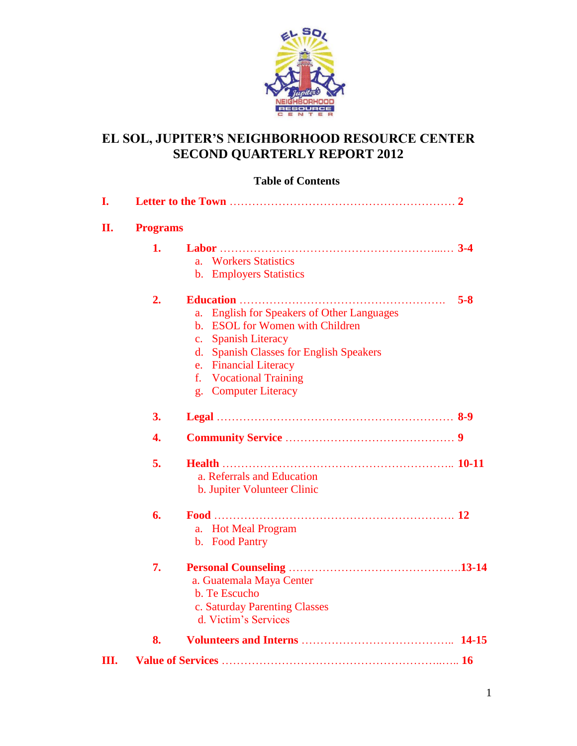# EL SOL, JUPITER'S NEIGHBORHOOD RESOURCE CENTER
# SECOND QUARTERLY REPORT 2012

## Table of Contents

**I. Letter to the Town** ........................................................ **2**

**II. Programs**

1. **Labor** ........................................................ **3-4**
   a. Workers Statistics
   b. Employers Statistics

2. **Education** ........................................................ **5-8**
   a. English for Speakers of Other Languages
   b. ESOL for Women with Children
   c. Spanish Literacy
   d. Spanish Classes for English Speakers
   e. Financial Literacy
   f. Vocational Training
   g. Computer Literacy

3. **Legal** ........................................................ **8-9**

4. **Community Service** ........................................................ **9**

5. **Health** ........................................................ **10-11**
   a. Referrals and Education
   b. Jupiter Volunteer Clinic

6. **Food** ........................................................ **12**
   a. Hot Meal Program
   b. Food Pantry

7. **Personal Counseling** ........................................................ **13-14**
   a. Guatemala Maya Center
   b. Te Escucho
   c. Saturday Parenting Classes
   d. Victim's Services

8. **Volunteers and Interns** ........................................................ **14-15**

**III. Value of Services** ........................................................ **16**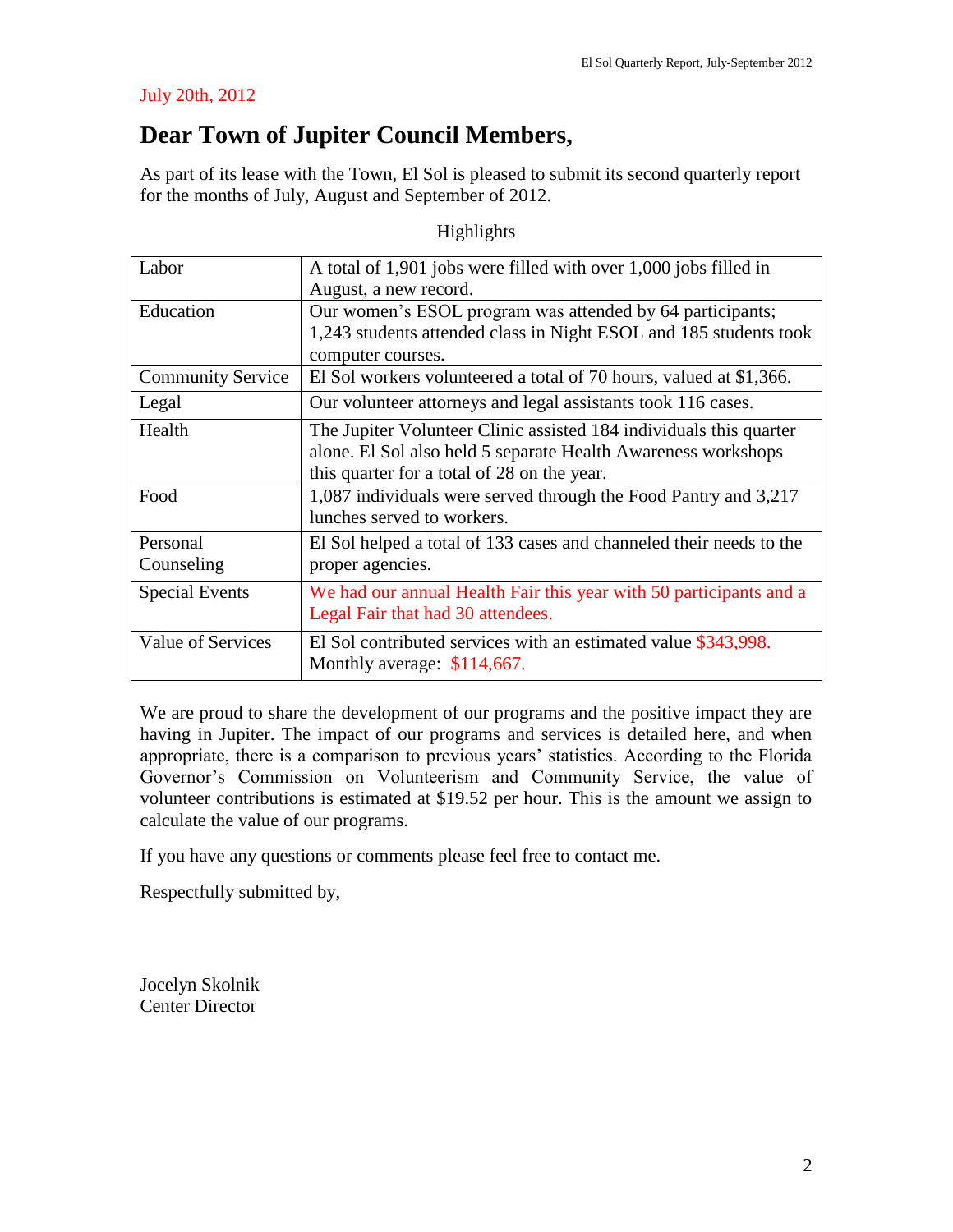July 20th, 2012

# Dear Town of Jupiter Council Members,

As part of its lease with the Town, El Sol is pleased to submit its second quarterly report for the months of July, August and September of 2012.

Highlights

| | |
|---|---|
| Labor | A total of 1,901 jobs were filled with over 1,000 jobs filled in August, a new record. |
| Education | Our women's ESOL program was attended by 64 participants; 1,243 students attended class in Night ESOL and 185 students took computer courses. |
| Community Service | El Sol workers volunteered a total of 70 hours, valued at $1,366. |
| Legal | Our volunteer attorneys and legal assistants took 116 cases. |
| Health | The Jupiter Volunteer Clinic assisted 184 individuals this quarter alone. El Sol also held 5 separate Health Awareness workshops this quarter for a total of 28 on the year. |
| Food | 1,087 individuals were served through the Food Pantry and 3,217 lunches served to workers. |
| Personal Counseling | El Sol helped a total of 133 cases and channeled their needs to the proper agencies. |
| Special Events | We had our annual Health Fair this year with 50 participants and a Legal Fair that had 30 attendees. |
| Value of Services | El Sol contributed services with an estimated value $343,998. Monthly average: $114,667. |

We are proud to share the development of our programs and the positive impact they are having in Jupiter. The impact of our programs and services is detailed here, and when appropriate, there is a comparison to previous years' statistics. According to the Florida Governor's Commission on Volunteerism and Community Service, the value of volunteer contributions is estimated at $19.52 per hour. This is the amount we assign to calculate the value of our programs.

If you have any questions or comments please feel free to contact me.

Respectfully submitted by,

Jocelyn Skolnik
Center Director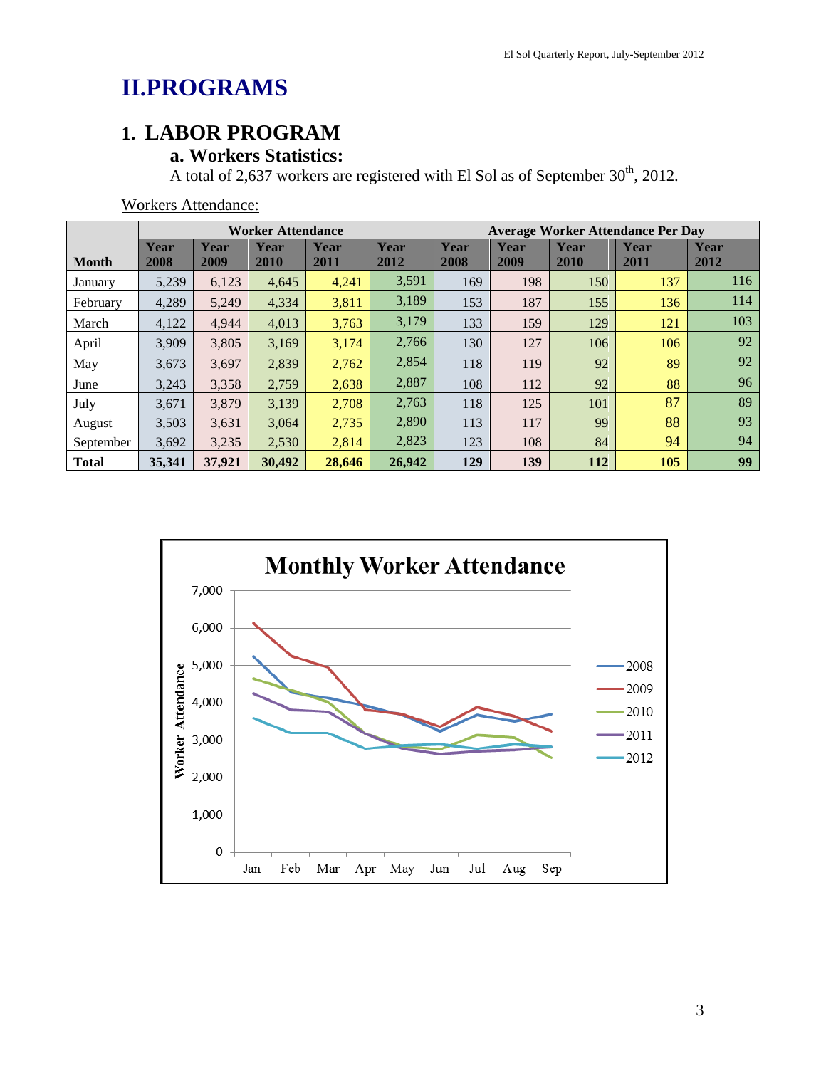# II.PROGRAMS

## 1. LABOR PROGRAM

### a. Workers Statistics:

A total of 2,637 workers are registered with El Sol as of September 30th, 2012.

Workers Attendance:

| | Worker Attendance | | | | | Average Worker Attendance Per Day | | | | |
|---|---|---|---|---|---|---|---|---|---|---|
| **Month** | **Year 2008** | **Year 2009** | **Year 2010** | **Year 2011** | **Year 2012** | **Year 2008** | **Year 2009** | **Year 2010** | **Year 2011** | **Year 2012** |
| January | 5,239 | 6,123 | 4,645 | 4,241 | 3,591 | 169 | 198 | 150 | 137 | 116 |
| February | 4,289 | 5,249 | 4,334 | 3,811 | 3,189 | 153 | 187 | 155 | 136 | 114 |
| March | 4,122 | 4,944 | 4,013 | 3,763 | 3,179 | 133 | 159 | 129 | 121 | 103 |
| April | 3,909 | 3,805 | 3,169 | 3,174 | 2,766 | 130 | 127 | 106 | 106 | 92 |
| May | 3,673 | 3,697 | 2,839 | 2,762 | 2,854 | 118 | 119 | 92 | 89 | 92 |
| June | 3,243 | 3,358 | 2,759 | 2,638 | 2,887 | 108 | 112 | 92 | 88 | 96 |
| July | 3,671 | 3,879 | 3,139 | 2,708 | 2,763 | 118 | 125 | 101 | 87 | 89 |
| August | 3,503 | 3,631 | 3,064 | 2,735 | 2,890 | 113 | 117 | 99 | 88 | 93 |
| September | 3,692 | 3,235 | 2,530 | 2,814 | 2,823 | 123 | 108 | 84 | 94 | 94 |
| **Total** | **35,341** | **37,921** | **30,492** | **28,646** | **26,942** | **129** | **139** | **112** | **105** | **99** |

**Monthly Worker Attendance**

| Worker Attendance | Jan | Feb | Mar | Apr | May | Jun | Jul | Aug | Sep |
|---|---|---|---|---|---|---|---|---|---|
| 2008 | 5,239 | 4,289 | 4,122 | 3,909 | 3,673 | 3,243 | 3,671 | 3,503 | 3,692 |
| 2009 | 6,123 | 5,249 | 4,944 | 3,805 | 3,697 | 3,358 | 3,879 | 3,631 | 3,235 |
| 2010 | 4,645 | 4,334 | 4,013 | 3,169 | 2,839 | 2,759 | 3,139 | 3,064 | 2,530 |
| 2011 | 4,241 | 3,811 | 3,763 | 3,174 | 2,762 | 2,638 | 2,708 | 2,735 | 2,814 |
| 2012 | 3,591 | 3,189 | 3,179 | 2,766 | 2,854 | 2,887 | 2,763 | 2,890 | 2,823 |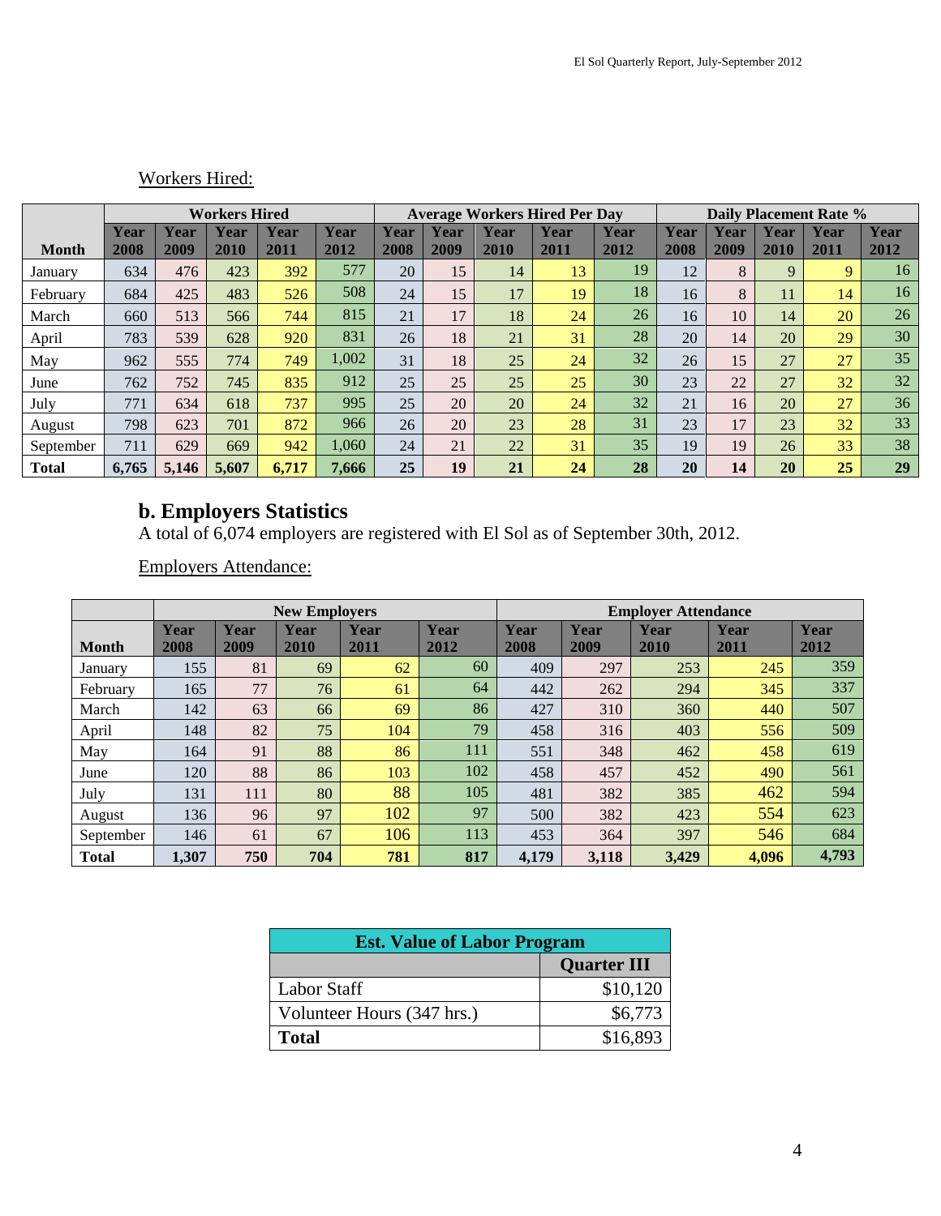Workers Hired:

| Month | Workers Hired | | | | | Average Workers Hired Per Day | | | | | Daily Placement Rate % | | | | |
|---|---|---|---|---|---|---|---|---|---|---|---|---|---|---|---|
| | Year 2008 | Year 2009 | Year 2010 | Year 2011 | Year 2012 | Year 2008 | Year 2009 | Year 2010 | Year 2011 | Year 2012 | Year 2008 | Year 2009 | Year 2010 | Year 2011 | Year 2012 |
| January | 634 | 476 | 423 | 392 | 577 | 20 | 15 | 14 | 13 | 19 | 12 | 8 | 9 | 9 | 16 |
| February | 684 | 425 | 483 | 526 | 508 | 24 | 15 | 17 | 19 | 18 | 16 | 8 | 11 | 14 | 16 |
| March | 660 | 513 | 566 | 744 | 815 | 21 | 17 | 18 | 24 | 26 | 16 | 10 | 14 | 20 | 26 |
| April | 783 | 539 | 628 | 920 | 831 | 26 | 18 | 21 | 31 | 28 | 20 | 14 | 20 | 29 | 30 |
| May | 962 | 555 | 774 | 749 | 1,002 | 31 | 18 | 25 | 24 | 32 | 26 | 15 | 27 | 27 | 35 |
| June | 762 | 752 | 745 | 835 | 912 | 25 | 25 | 25 | 25 | 30 | 23 | 22 | 27 | 32 | 32 |
| July | 771 | 634 | 618 | 737 | 995 | 25 | 20 | 20 | 24 | 32 | 21 | 16 | 20 | 27 | 36 |
| August | 798 | 623 | 701 | 872 | 966 | 26 | 20 | 23 | 28 | 31 | 23 | 17 | 23 | 32 | 33 |
| September | 711 | 629 | 669 | 942 | 1,060 | 24 | 21 | 22 | 31 | 35 | 19 | 19 | 26 | 33 | 38 |
| **Total** | **6,765** | **5,146** | **5,607** | **6,717** | **7,666** | **25** | **19** | **21** | **24** | **28** | **20** | **14** | **20** | **25** | **29** |

## b. Employers Statistics

A total of 6,074 employers are registered with El Sol as of September 30th, 2012.

Employers Attendance:

| Month | New Employers | | | | | Employer Attendance | | | | |
|---|---|---|---|---|---|---|---|---|---|---|
| | Year 2008 | Year 2009 | Year 2010 | Year 2011 | Year 2012 | Year 2008 | Year 2009 | Year 2010 | Year 2011 | Year 2012 |
| January | 155 | 81 | 69 | 62 | 60 | 409 | 297 | 253 | 245 | 359 |
| February | 165 | 77 | 76 | 61 | 64 | 442 | 262 | 294 | 345 | 337 |
| March | 142 | 63 | 66 | 69 | 86 | 427 | 310 | 360 | 440 | 507 |
| April | 148 | 82 | 75 | 104 | 79 | 458 | 316 | 403 | 556 | 509 |
| May | 164 | 91 | 88 | 86 | 111 | 551 | 348 | 462 | 458 | 619 |
| June | 120 | 88 | 86 | 103 | 102 | 458 | 457 | 452 | 490 | 561 |
| July | 131 | 111 | 80 | 88 | 105 | 481 | 382 | 385 | 462 | 594 |
| August | 136 | 96 | 97 | 102 | 97 | 500 | 382 | 423 | 554 | 623 |
| September | 146 | 61 | 67 | 106 | 113 | 453 | 364 | 397 | 546 | 684 |
| **Total** | **1,307** | **750** | **704** | **781** | **817** | **4,179** | **3,118** | **3,429** | **4,096** | **4,793** |

| Est. Value of Labor Program | |
|---|---|
| | **Quarter III** |
| Labor Staff | $10,120 |
| Volunteer Hours (347 hrs.) | $6,773 |
| **Total** | $16,893 |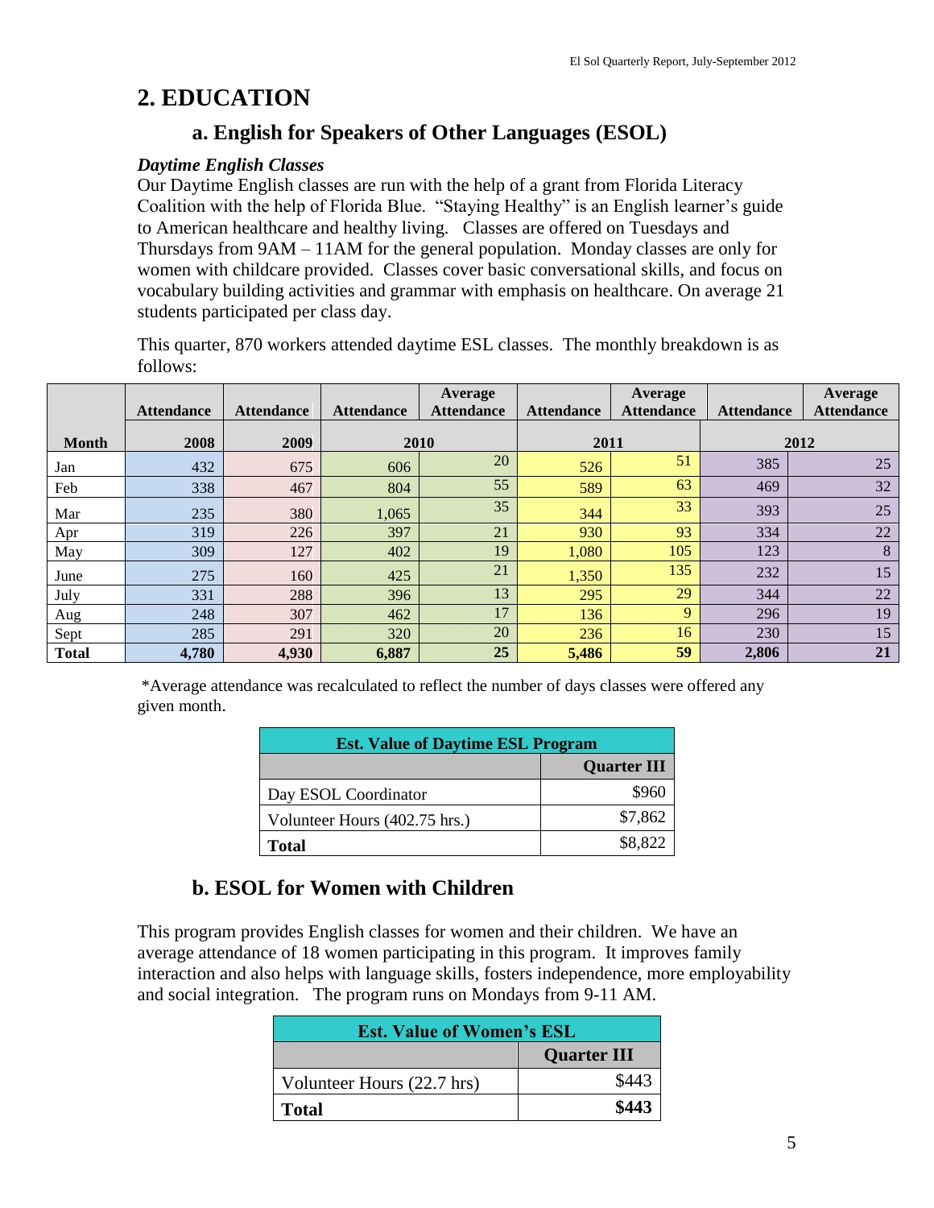## 2. EDUCATION

### a. English for Speakers of Other Languages (ESOL)

***Daytime English Classes***

Our Daytime English classes are run with the help of a grant from Florida Literacy Coalition with the help of Florida Blue. "Staying Healthy" is an English learner's guide to American healthcare and healthy living. Classes are offered on Tuesdays and Thursdays from 9AM – 11AM for the general population. Monday classes are only for women with childcare provided. Classes cover basic conversational skills, and focus on vocabulary building activities and grammar with emphasis on healthcare. On average 21 students participated per class day.

This quarter, 870 workers attended daytime ESL classes. The monthly breakdown is as follows:

| | Attendance | Attendance | Attendance | Average Attendance | Attendance | Average Attendance | Attendance | Average Attendance |
|---|---|---|---|---|---|---|---|---|
| **Month** | **2008** | **2009** | **2010** | | **2011** | | **2012** | |
| Jan | 432 | 675 | 606 | 20 | 526 | 51 | 385 | 25 |
| Feb | 338 | 467 | 804 | 55 | 589 | 63 | 469 | 32 |
| Mar | 235 | 380 | 1,065 | 35 | 344 | 33 | 393 | 25 |
| Apr | 319 | 226 | 397 | 21 | 930 | 93 | 334 | 22 |
| May | 309 | 127 | 402 | 19 | 1,080 | 105 | 123 | 8 |
| June | 275 | 160 | 425 | 21 | 1,350 | 135 | 232 | 15 |
| July | 331 | 288 | 396 | 13 | 295 | 29 | 344 | 22 |
| Aug | 248 | 307 | 462 | 17 | 136 | 9 | 296 | 19 |
| Sept | 285 | 291 | 320 | 20 | 236 | 16 | 230 | 15 |
| **Total** | **4,780** | **4,930** | **6,887** | **25** | **5,486** | **59** | **2,806** | **21** |

*Average attendance was recalculated to reflect the number of days classes were offered any given month.

| Est. Value of Daytime ESL Program | |
|---|---|
| | **Quarter III** |
| Day ESOL Coordinator | $960 |
| Volunteer Hours (402.75 hrs.) | $7,862 |
| **Total** | $8,822 |

### b. ESOL for Women with Children

This program provides English classes for women and their children. We have an average attendance of 18 women participating in this program. It improves family interaction and also helps with language skills, fosters independence, more employability and social integration. The program runs on Mondays from 9-11 AM.

| Est. Value of Women's ESL | |
|---|---|
| | **Quarter III** |
| Volunteer Hours (22.7 hrs) | $443 |
| **Total** | **$443** |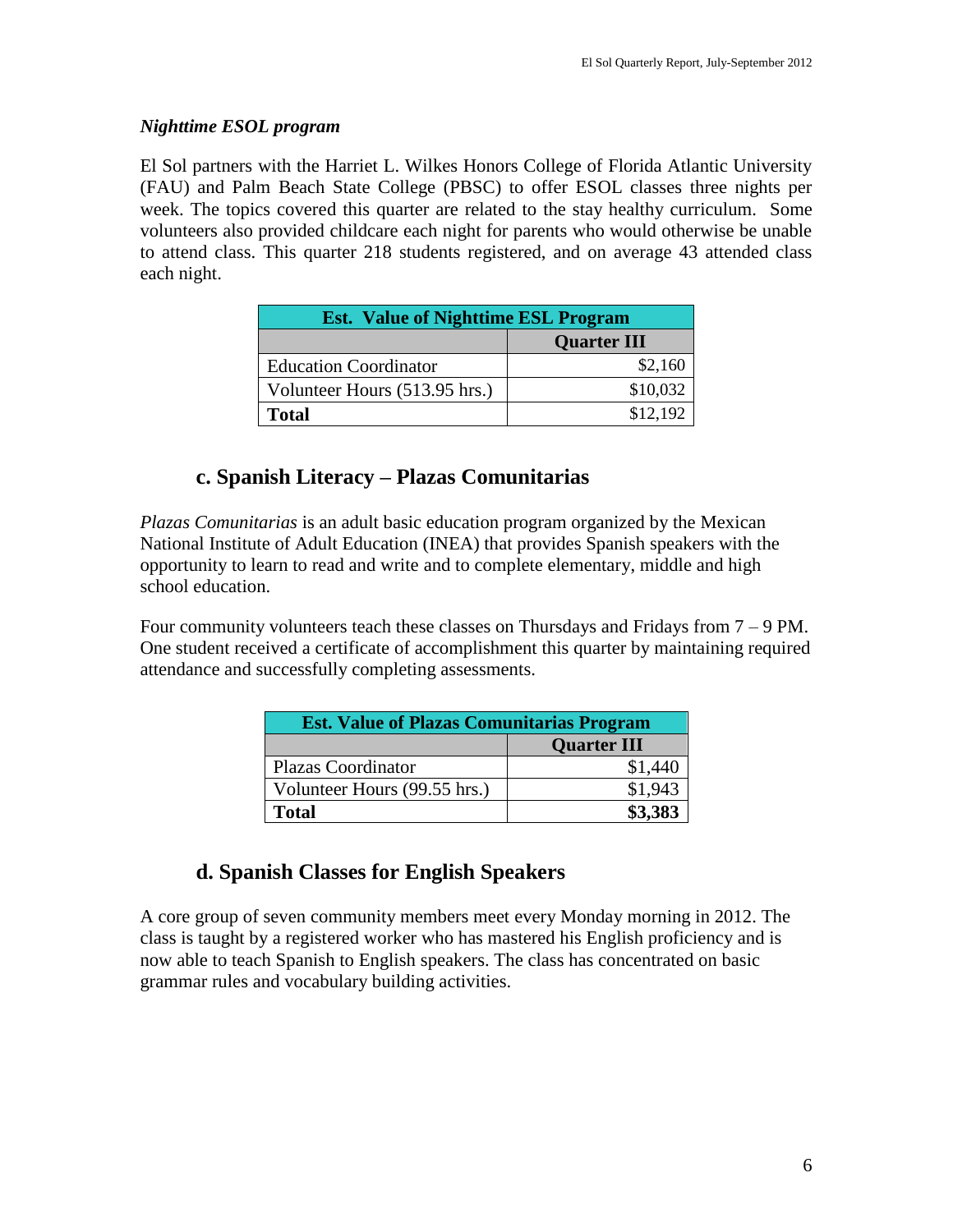*__Nighttime ESOL program__*

El Sol partners with the Harriet L. Wilkes Honors College of Florida Atlantic University (FAU) and Palm Beach State College (PBSC) to offer ESOL classes three nights per week. The topics covered this quarter are related to the stay healthy curriculum. Some volunteers also provided childcare each night for parents who would otherwise be unable to attend class. This quarter 218 students registered, and on average 43 attended class each night.

| Est. Value of Nighttime ESL Program | |
|---|---|
| | **Quarter III** |
| Education Coordinator | $2,160 |
| Volunteer Hours (513.95 hrs.) | $10,032 |
| **Total** | $12,192 |

## c. Spanish Literacy – Plazas Comunitarias

*Plazas Comunitarias* is an adult basic education program organized by the Mexican National Institute of Adult Education (INEA) that provides Spanish speakers with the opportunity to learn to read and write and to complete elementary, middle and high school education.

Four community volunteers teach these classes on Thursdays and Fridays from 7 – 9 PM. One student received a certificate of accomplishment this quarter by maintaining required attendance and successfully completing assessments.

| Est. Value of Plazas Comunitarias Program | |
|---|---|
| | **Quarter III** |
| Plazas Coordinator | $1,440 |
| Volunteer Hours (99.55 hrs.) | $1,943 |
| **Total** | **$3,383** |

## d. Spanish Classes for English Speakers

A core group of seven community members meet every Monday morning in 2012. The class is taught by a registered worker who has mastered his English proficiency and is now able to teach Spanish to English speakers. The class has concentrated on basic grammar rules and vocabulary building activities.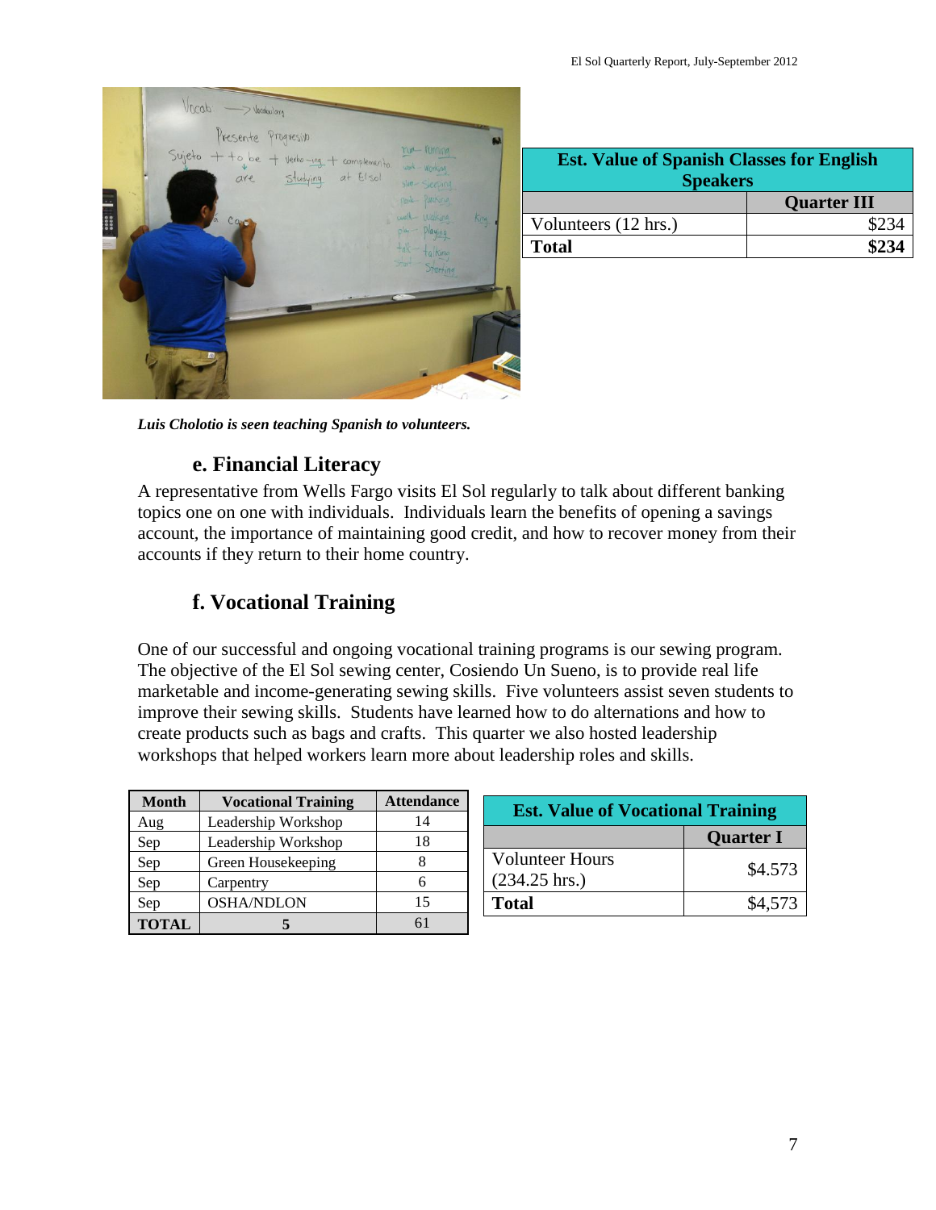| Est. Value of Spanish Classes for English Speakers | |
|---|---|
| | Quarter III |
| Volunteers (12 hrs.) | $234 |
| **Total** | **$234** |

***Luis Cholotio is seen teaching Spanish to volunteers.***

### e. Financial Literacy

A representative from Wells Fargo visits El Sol regularly to talk about different banking topics one on one with individuals. Individuals learn the benefits of opening a savings account, the importance of maintaining good credit, and how to recover money from their accounts if they return to their home country.

### f. Vocational Training

One of our successful and ongoing vocational training programs is our sewing program. The objective of the El Sol sewing center, Cosiendo Un Sueno, is to provide real life marketable and income-generating sewing skills. Five volunteers assist seven students to improve their sewing skills. Students have learned how to do alternations and how to create products such as bags and crafts. This quarter we also hosted leadership workshops that helped workers learn more about leadership roles and skills.

| Month | Vocational Training | Attendance |
|---|---|---|
| Aug | Leadership Workshop | 14 |
| Sep | Leadership Workshop | 18 |
| Sep | Green Housekeeping | 8 |
| Sep | Carpentry | 6 |
| Sep | OSHA/NDLON | 15 |
| **TOTAL** | **5** | 61 |

| Est. Value of Vocational Training | |
|---|---|
| | Quarter I |
| Volunteer Hours (234.25 hrs.) | $4.573 |
| **Total** | $4,573 |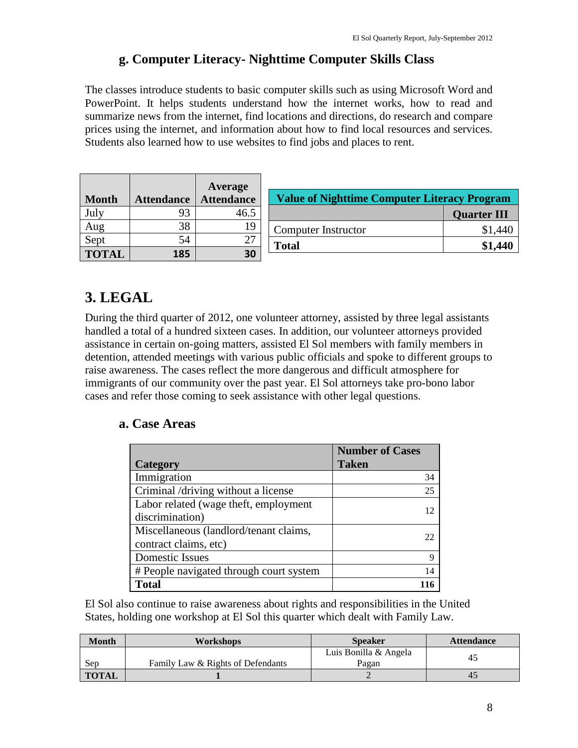### g. Computer Literacy- Nighttime Computer Skills Class

The classes introduce students to basic computer skills such as using Microsoft Word and PowerPoint. It helps students understand how the internet works, how to read and summarize news from the internet, find locations and directions, do research and compare prices using the internet, and information about how to find local resources and services. Students also learned how to use websites to find jobs and places to rent.

| Month | Attendance | Average Attendance |
|---|---|---|
| July | 93 | 46.5 |
| Aug | 38 | 19 |
| Sept | 54 | 27 |
| **TOTAL** | **185** | **30** |

| Value of Nighttime Computer Literacy Program | |
|---|---|
| | **Quarter III** |
| Computer Instructor | $1,440 |
| **Total** | **$1,440** |

## 3. LEGAL

During the third quarter of 2012, one volunteer attorney, assisted by three legal assistants handled a total of a hundred sixteen cases. In addition, our volunteer attorneys provided assistance in certain on-going matters, assisted El Sol members with family members in detention, attended meetings with various public officials and spoke to different groups to raise awareness. The cases reflect the more dangerous and difficult atmosphere for immigrants of our community over the past year. El Sol attorneys take pro-bono labor cases and refer those coming to seek assistance with other legal questions.

### a. Case Areas

| Category | Number of Cases Taken |
|---|---|
| Immigration | 34 |
| Criminal /driving without a license | 25 |
| Labor related (wage theft, employment discrimination) | 12 |
| Miscellaneous (landlord/tenant claims, contract claims, etc) | 22 |
| Domestic Issues | 9 |
| # People navigated through court system | 14 |
| **Total** | **116** |

El Sol also continue to raise awareness about rights and responsibilities in the United States, holding one workshop at El Sol this quarter which dealt with Family Law.

| Month | Workshops | Speaker | Attendance |
|---|---|---|---|
| Sep | Family Law & Rights of Defendants | Luis Bonilla & Angela Pagan | 45 |
| **TOTAL** | 1 | 2 | 45 |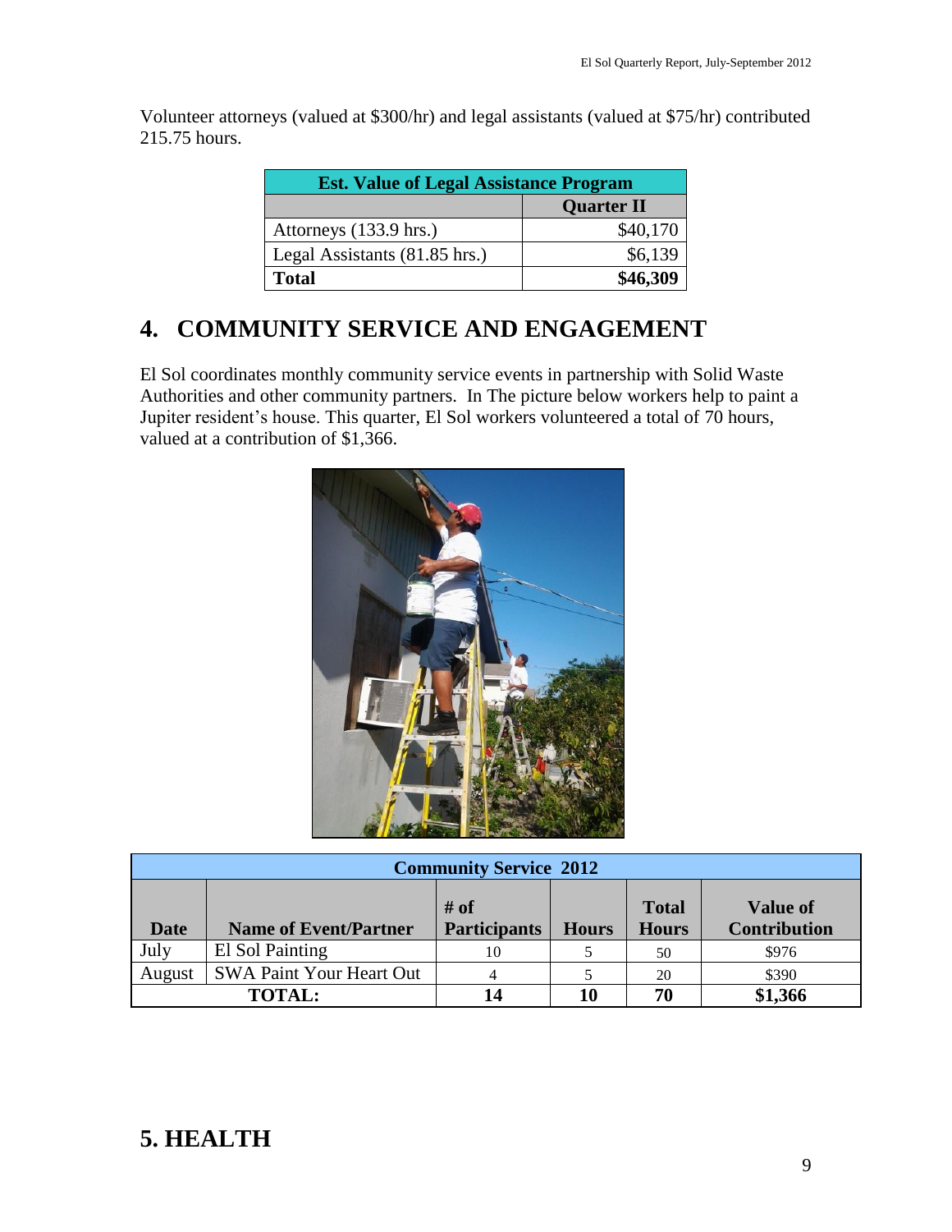Volunteer attorneys (valued at $300/hr) and legal assistants (valued at $75/hr) contributed 215.75 hours.

| Est. Value of Legal Assistance Program | |
|---|---|
| | **Quarter II** |
| Attorneys (133.9 hrs.) | $40,170 |
| Legal Assistants (81.85 hrs.) | $6,139 |
| **Total** | **$46,309** |

## 4. COMMUNITY SERVICE AND ENGAGEMENT

El Sol coordinates monthly community service events in partnership with Solid Waste Authorities and other community partners. In The picture below workers help to paint a Jupiter resident's house. This quarter, El Sol workers volunteered a total of 70 hours, valued at a contribution of $1,366.

| Community Service 2012 | | | | | |
|---|---|---|---|---|---|
| **Date** | **Name of Event/Partner** | **# of Participants** | **Hours** | **Total Hours** | **Value of Contribution** |
| July | El Sol Painting | 10 | 5 | 50 | $976 |
| August | SWA Paint Your Heart Out | 4 | 5 | 20 | $390 |
| **TOTAL:** | | **14** | **10** | **70** | **$1,366** |

## 5. HEALTH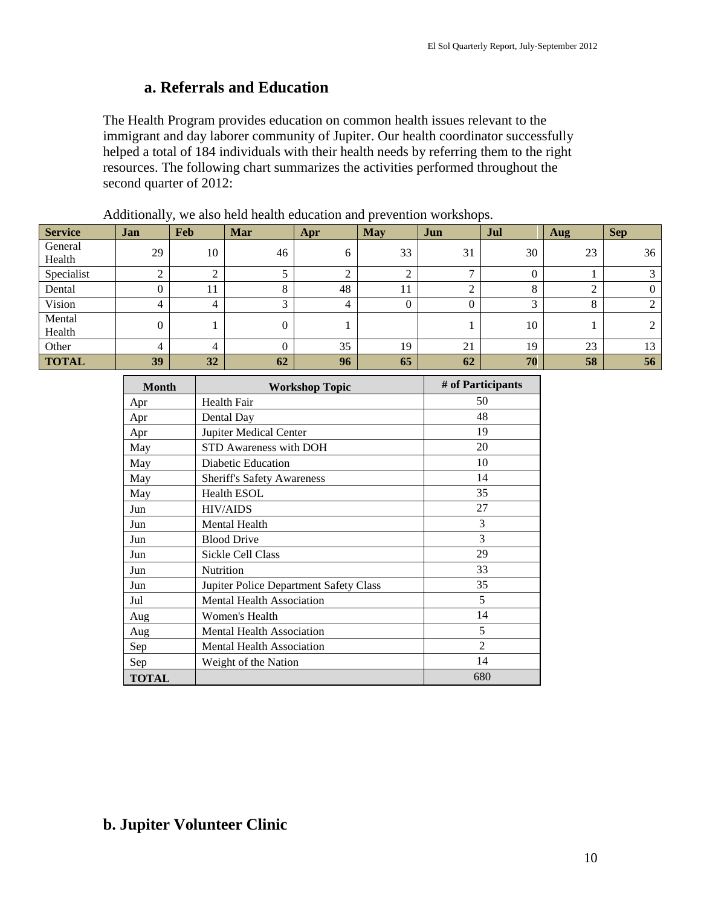### a. Referrals and Education

The Health Program provides education on common health issues relevant to the immigrant and day laborer community of Jupiter. Our health coordinator successfully helped a total of 184 individuals with their health needs by referring them to the right resources. The following chart summarizes the activities performed throughout the second quarter of 2012:

Additionally, we also held health education and prevention workshops.

| Service | Jan | Feb | Mar | Apr | May | Jun | Jul | Aug | Sep |
|---|---|---|---|---|---|---|---|---|---|
| General Health | 29 | 10 | 46 | 6 | 33 | 31 | 30 | 23 | 36 |
| Specialist | 2 | 2 | 5 | 2 | 2 | 7 | 0 | 1 | 3 |
| Dental | 0 | 11 | 8 | 48 | 11 | 2 | 8 | 2 | 0 |
| Vision | 4 | 4 | 3 | 4 | 0 | 0 | 3 | 8 | 2 |
| Mental Health | 0 | 1 | 0 | 1 | | 1 | 10 | 1 | 2 |
| Other | 4 | 4 | 0 | 35 | 19 | 21 | 19 | 23 | 13 |
| **TOTAL** | **39** | **32** | **62** | **96** | **65** | **62** | **70** | **58** | **56** |

| Month | Workshop Topic | # of Participants |
|---|---|---|
| Apr | Health Fair | 50 |
| Apr | Dental Day | 48 |
| Apr | Jupiter Medical Center | 19 |
| May | STD Awareness with DOH | 20 |
| May | Diabetic Education | 10 |
| May | Sheriff's Safety Awareness | 14 |
| May | Health ESOL | 35 |
| Jun | HIV/AIDS | 27 |
| Jun | Mental Health | 3 |
| Jun | Blood Drive | 3 |
| Jun | Sickle Cell Class | 29 |
| Jun | Nutrition | 33 |
| Jun | Jupiter Police Department Safety Class | 35 |
| Jul | Mental Health Association | 5 |
| Aug | Women's Health | 14 |
| Aug | Mental Health Association | 5 |
| Sep | Mental Health Association | 2 |
| Sep | Weight of the Nation | 14 |
| **TOTAL** | | 680 |

### b. Jupiter Volunteer Clinic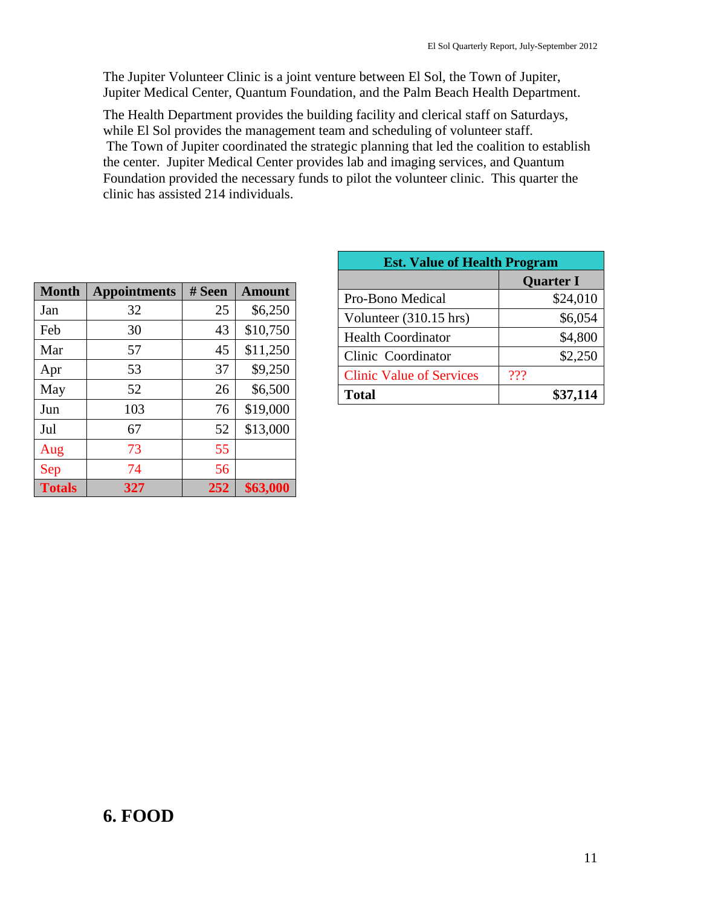The Jupiter Volunteer Clinic is a joint venture between El Sol, the Town of Jupiter, Jupiter Medical Center, Quantum Foundation, and the Palm Beach Health Department.

The Health Department provides the building facility and clerical staff on Saturdays, while El Sol provides the management team and scheduling of volunteer staff. The Town of Jupiter coordinated the strategic planning that led the coalition to establish the center. Jupiter Medical Center provides lab and imaging services, and Quantum Foundation provided the necessary funds to pilot the volunteer clinic. This quarter the clinic has assisted 214 individuals.

| Month | Appointments | # Seen | Amount |
|---|---|---|---|
| Jan | 32 | 25 | $6,250 |
| Feb | 30 | 43 | $10,750 |
| Mar | 57 | 45 | $11,250 |
| Apr | 53 | 37 | $9,250 |
| May | 52 | 26 | $6,500 |
| Jun | 103 | 76 | $19,000 |
| Jul | 67 | 52 | $13,000 |
| Aug | 73 | 55 | |
| Sep | 74 | 56 | |
| **Totals** | **327** | **252** | **$63,000** |

| Est. Value of Health Program | |
|---|---|
| | **Quarter I** |
| Pro-Bono Medical | $24,010 |
| Volunteer (310.15 hrs) | $6,054 |
| Health Coordinator | $4,800 |
| Clinic Coordinator | $2,250 |
| Clinic Value of Services | ??? |
| **Total** | **$37,114** |

## 6. FOOD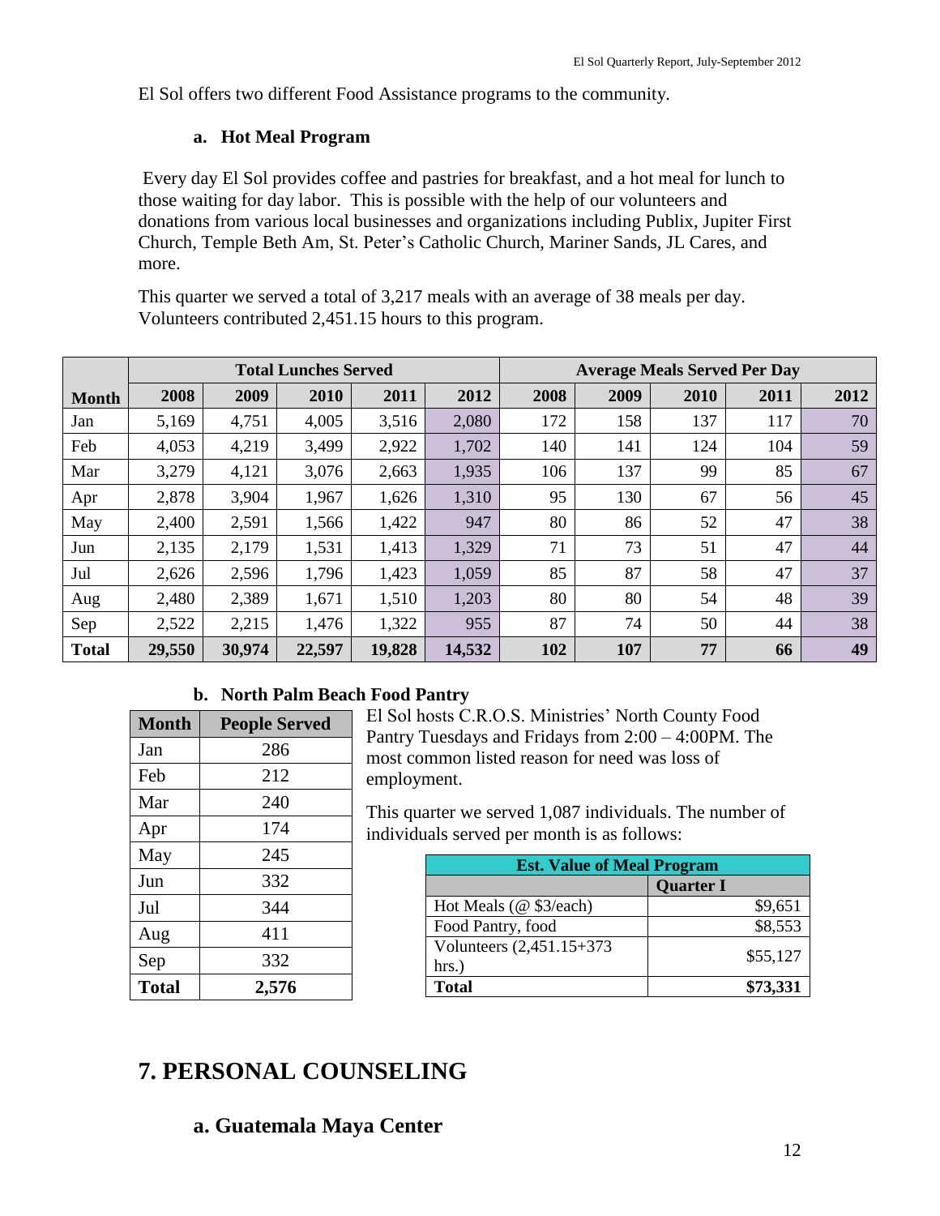El Sol offers two different Food Assistance programs to the community.

### a. Hot Meal Program

Every day El Sol provides coffee and pastries for breakfast, and a hot meal for lunch to those waiting for day labor. This is possible with the help of our volunteers and donations from various local businesses and organizations including Publix, Jupiter First Church, Temple Beth Am, St. Peter's Catholic Church, Mariner Sands, JL Cares, and more.

This quarter we served a total of 3,217 meals with an average of 38 meals per day. Volunteers contributed 2,451.15 hours to this program.

| | Total Lunches Served | | | | | Average Meals Served Per Day | | | | |
|---|---|---|---|---|---|---|---|---|---|---|
| **Month** | **2008** | **2009** | **2010** | **2011** | **2012** | **2008** | **2009** | **2010** | **2011** | **2012** |
| Jan | 5,169 | 4,751 | 4,005 | 3,516 | 2,080 | 172 | 158 | 137 | 117 | 70 |
| Feb | 4,053 | 4,219 | 3,499 | 2,922 | 1,702 | 140 | 141 | 124 | 104 | 59 |
| Mar | 3,279 | 4,121 | 3,076 | 2,663 | 1,935 | 106 | 137 | 99 | 85 | 67 |
| Apr | 2,878 | 3,904 | 1,967 | 1,626 | 1,310 | 95 | 130 | 67 | 56 | 45 |
| May | 2,400 | 2,591 | 1,566 | 1,422 | 947 | 80 | 86 | 52 | 47 | 38 |
| Jun | 2,135 | 2,179 | 1,531 | 1,413 | 1,329 | 71 | 73 | 51 | 47 | 44 |
| Jul | 2,626 | 2,596 | 1,796 | 1,423 | 1,059 | 85 | 87 | 58 | 47 | 37 |
| Aug | 2,480 | 2,389 | 1,671 | 1,510 | 1,203 | 80 | 80 | 54 | 48 | 39 |
| Sep | 2,522 | 2,215 | 1,476 | 1,322 | 955 | 87 | 74 | 50 | 44 | 38 |
| **Total** | **29,550** | **30,974** | **22,597** | **19,828** | **14,532** | **102** | **107** | **77** | **66** | **49** |

### b. North Palm Beach Food Pantry

El Sol hosts C.R.O.S. Ministries' North County Food Pantry Tuesdays and Fridays from 2:00 – 4:00PM. The most common listed reason for need was loss of employment.

This quarter we served 1,087 individuals. The number of individuals served per month is as follows:

| Month | People Served |
|---|---|
| Jan | 286 |
| Feb | 212 |
| Mar | 240 |
| Apr | 174 |
| May | 245 |
| Jun | 332 |
| Jul | 344 |
| Aug | 411 |
| Sep | 332 |
| **Total** | **2,576** |

| Est. Value of Meal Program | |
|---|---|
| | **Quarter I** |
| Hot Meals (@ $3/each) | $9,651 |
| Food Pantry, food | $8,553 |
| Volunteers (2,451.15+373 hrs.) | $55,127 |
| **Total** | **$73,331** |

## 7. PERSONAL COUNSELING

### a. Guatemala Maya Center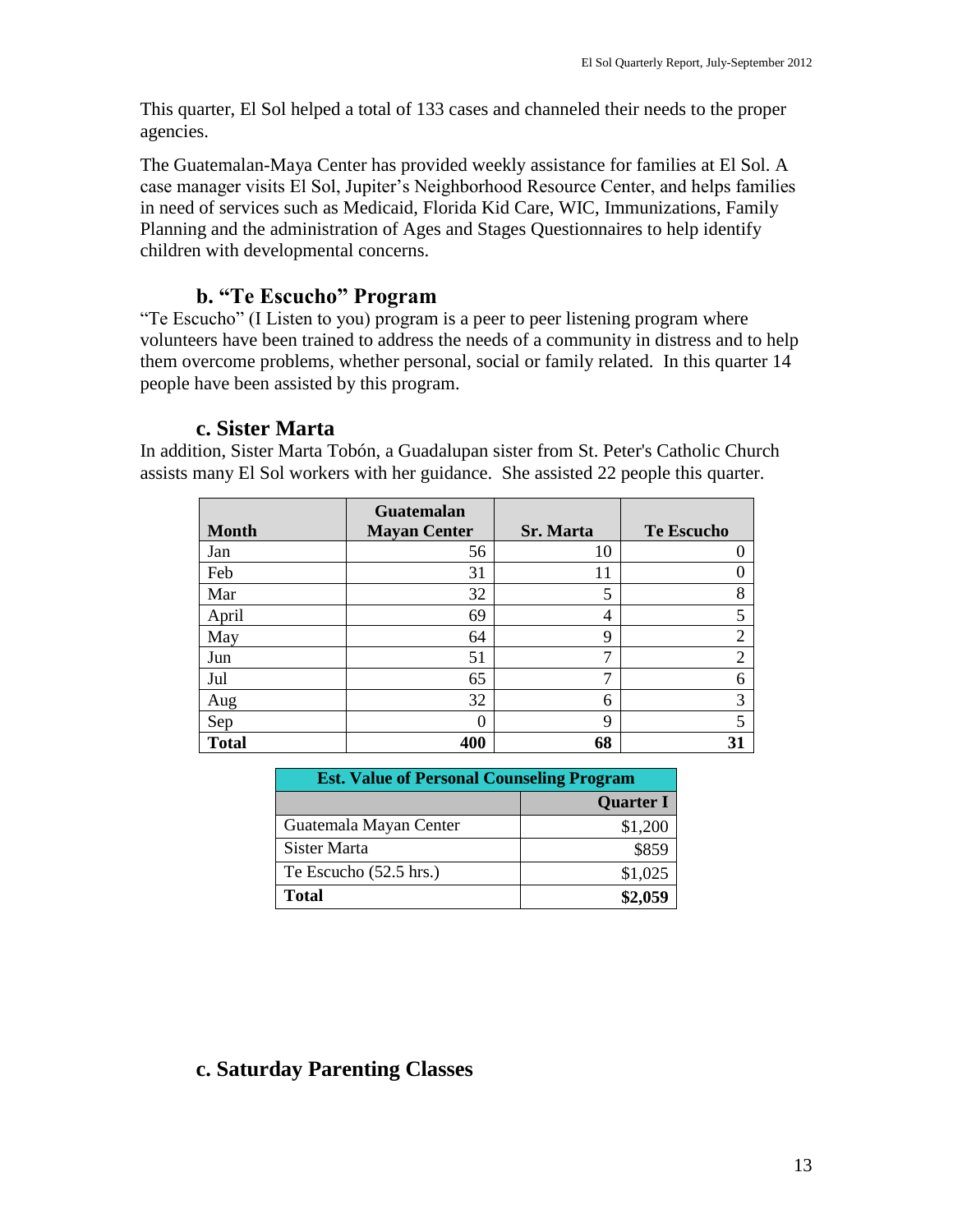This quarter, El Sol helped a total of 133 cases and channeled their needs to the proper agencies.

The Guatemalan-Maya Center has provided weekly assistance for families at El Sol. A case manager visits El Sol, Jupiter's Neighborhood Resource Center, and helps families in need of services such as Medicaid, Florida Kid Care, WIC, Immunizations, Family Planning and the administration of Ages and Stages Questionnaires to help identify children with developmental concerns.

### b. "Te Escucho" Program

"Te Escucho" (I Listen to you) program is a peer to peer listening program where volunteers have been trained to address the needs of a community in distress and to help them overcome problems, whether personal, social or family related. In this quarter 14 people have been assisted by this program.

### c. Sister Marta

In addition, Sister Marta Tobón, a Guadalupan sister from St. Peter's Catholic Church assists many El Sol workers with her guidance. She assisted 22 people this quarter.

| Month | Guatemalan Mayan Center | Sr. Marta | Te Escucho |
|---|---|---|---|
| Jan | 56 | 10 | 0 |
| Feb | 31 | 11 | 0 |
| Mar | 32 | 5 | 8 |
| April | 69 | 4 | 5 |
| May | 64 | 9 | 2 |
| Jun | 51 | 7 | 2 |
| Jul | 65 | 7 | 6 |
| Aug | 32 | 6 | 3 |
| Sep | 0 | 9 | 5 |
| **Total** | **400** | **68** | **31** |

| Est. Value of Personal Counseling Program | |
|---|---|
| | **Quarter I** |
| Guatemala Mayan Center | $1,200 |
| Sister Marta | $859 |
| Te Escucho (52.5 hrs.) | $1,025 |
| **Total** | **$2,059** |

### c. Saturday Parenting Classes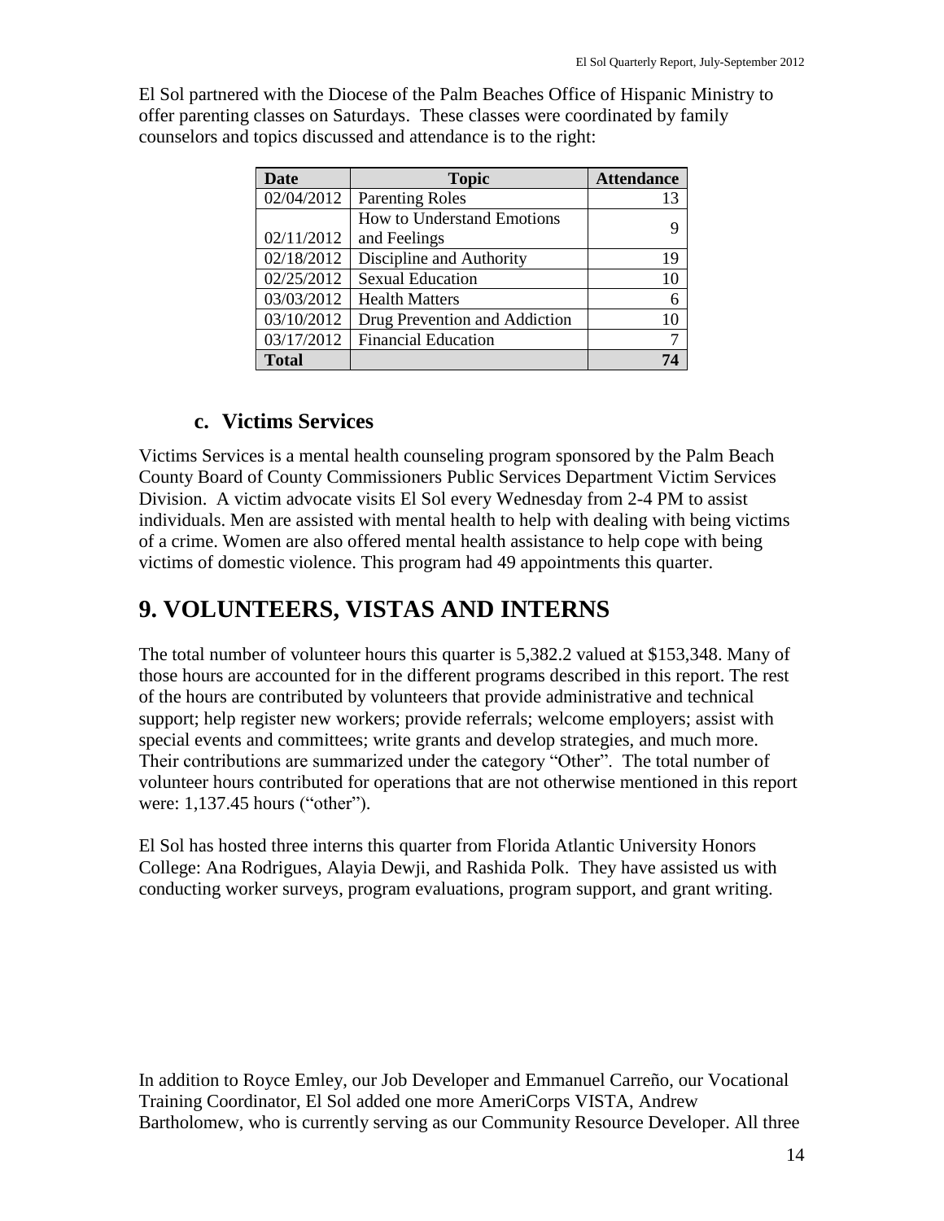El Sol partnered with the Diocese of the Palm Beaches Office of Hispanic Ministry to offer parenting classes on Saturdays. These classes were coordinated by family counselors and topics discussed and attendance is to the right:

| Date | Topic | Attendance |
|---|---|---|
| 02/04/2012 | Parenting Roles | 13 |
| 02/11/2012 | How to Understand Emotions and Feelings | 9 |
| 02/18/2012 | Discipline and Authority | 19 |
| 02/25/2012 | Sexual Education | 10 |
| 03/03/2012 | Health Matters | 6 |
| 03/10/2012 | Drug Prevention and Addiction | 10 |
| 03/17/2012 | Financial Education | 7 |
| **Total** | | **74** |

### c. Victims Services

Victims Services is a mental health counseling program sponsored by the Palm Beach County Board of County Commissioners Public Services Department Victim Services Division. A victim advocate visits El Sol every Wednesday from 2-4 PM to assist individuals. Men are assisted with mental health to help with dealing with being victims of a crime. Women are also offered mental health assistance to help cope with being victims of domestic violence. This program had 49 appointments this quarter.

## 9. VOLUNTEERS, VISTAS AND INTERNS

The total number of volunteer hours this quarter is 5,382.2 valued at $153,348. Many of those hours are accounted for in the different programs described in this report. The rest of the hours are contributed by volunteers that provide administrative and technical support; help register new workers; provide referrals; welcome employers; assist with special events and committees; write grants and develop strategies, and much more. Their contributions are summarized under the category "Other". The total number of volunteer hours contributed for operations that are not otherwise mentioned in this report were: 1,137.45 hours ("other").

El Sol has hosted three interns this quarter from Florida Atlantic University Honors College: Ana Rodrigues, Alayia Dewji, and Rashida Polk. They have assisted us with conducting worker surveys, program evaluations, program support, and grant writing.

In addition to Royce Emley, our Job Developer and Emmanuel Carreño, our Vocational Training Coordinator, El Sol added one more AmeriCorps VISTA, Andrew Bartholomew, who is currently serving as our Community Resource Developer. All three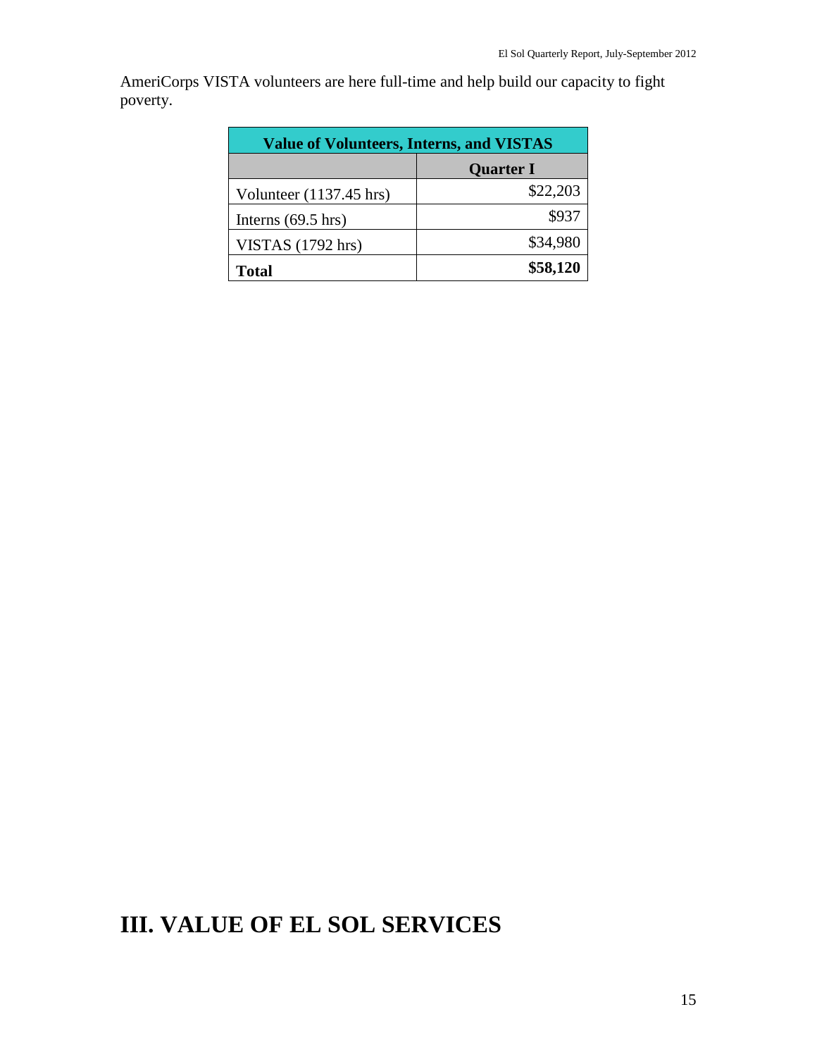AmeriCorps VISTA volunteers are here full-time and help build our capacity to fight poverty.

| Value of Volunteers, Interns, and VISTAS | |
|---|---|
| | **Quarter I** |
| Volunteer (1137.45 hrs) | $22,203 |
| Interns (69.5 hrs) | $937 |
| VISTAS (1792 hrs) | $34,980 |
| **Total** | **$58,120** |

# III. VALUE OF EL SOL SERVICES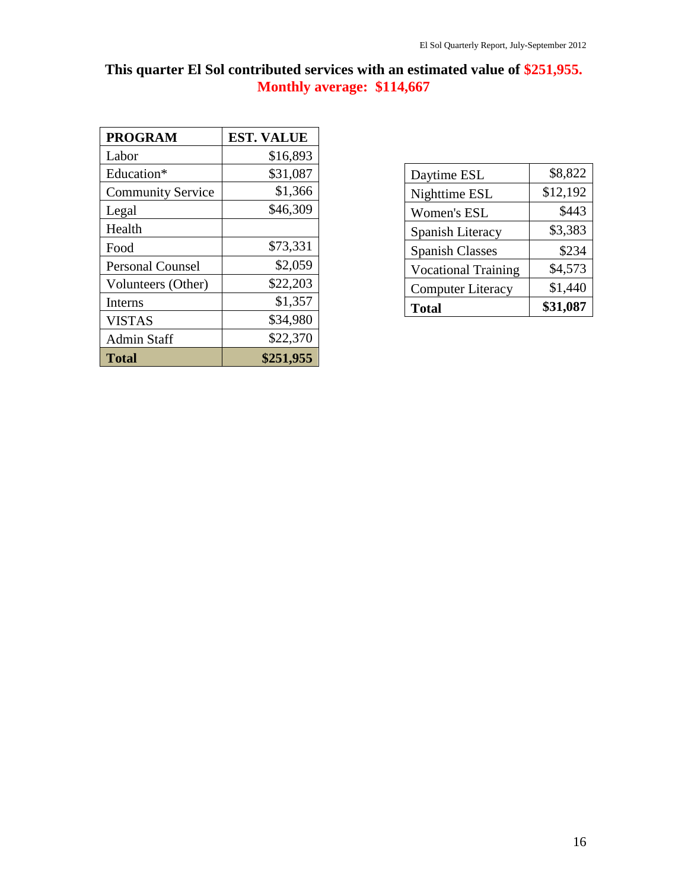**This quarter El Sol contributed services with an estimated value of $251,955.**
**Monthly average: $114,667**

| PROGRAM | EST. VALUE |
|---|---|
| Labor | $16,893 |
| Education* | $31,087 |
| Community Service | $1,366 |
| Legal | $46,309 |
| Health | |
| Food | $73,331 |
| Personal Counsel | $2,059 |
| Volunteers (Other) | $22,203 |
| Interns | $1,357 |
| VISTAS | $34,980 |
| Admin Staff | $22,370 |
| **Total** | **$251,955** |

| | |
|---|---|
| Daytime ESL | $8,822 |
| Nighttime ESL | $12,192 |
| Women's ESL | $443 |
| Spanish Literacy | $3,383 |
| Spanish Classes | $234 |
| Vocational Training | $4,573 |
| Computer Literacy | $1,440 |
| **Total** | **$31,087** |